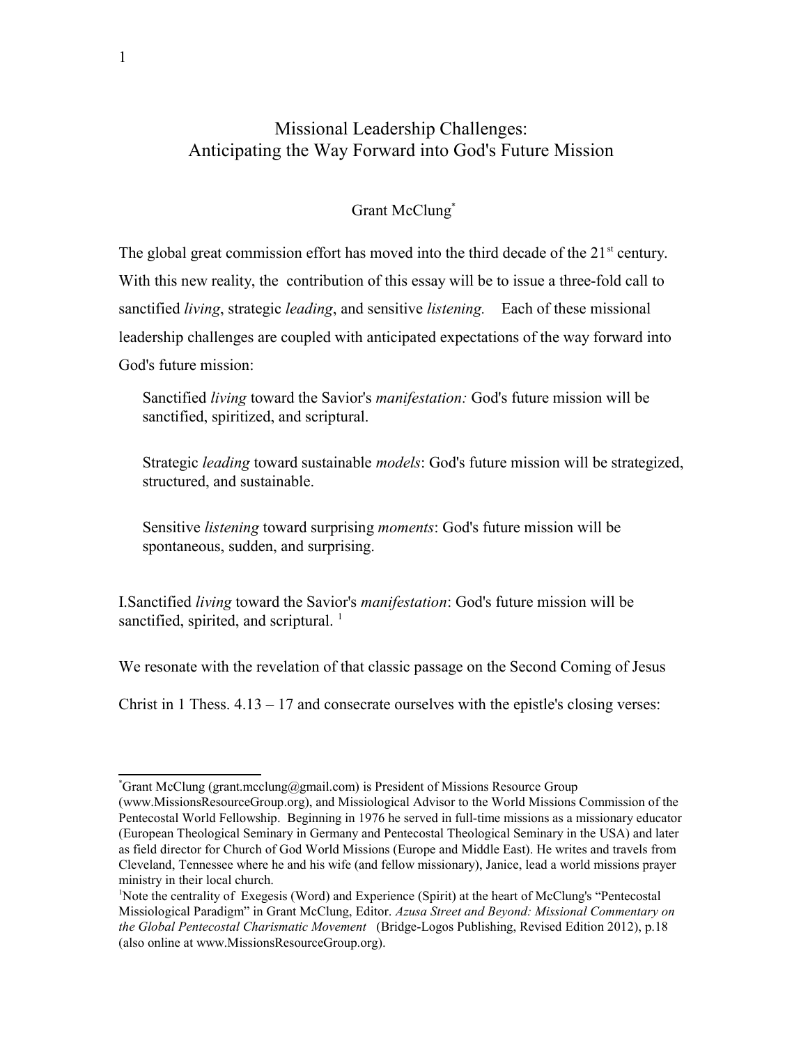# Missional Leadership Challenges: Anticipating the Way Forward into God's Future Mission

Grant McClung[*]

The global great commission effort has moved into the third decade of the 21st century. With this new reality, the contribution of this essay will be to issue a three-fold call to sanctified *living*, strategic *leading*, and sensitive *listening*. Each of these missional leadership challenges are coupled with anticipated expectations of the way forward into God's future mission:

> Sanctified *living* toward the Savior's *manifestation:* God's future mission will be sanctified, spiritized, and scriptural.
>
> Strategic *leading* toward sustainable *models*: God's future mission will be strategized, structured, and sustainable.
>
> Sensitive *listening* toward surprising *moments*: God's future mission will be spontaneous, sudden, and surprising.

## I. Sanctified *living* toward the Savior's *manifestation*: God's future mission will be sanctified, spirited, and scriptural. [1]

We resonate with the revelation of that classic passage on the Second Coming of Jesus Christ in 1 Thess. 4.13 – 17 and consecrate ourselves with the epistle's closing verses:

---

[*] Grant McClung (grant.mcclung@gmail.com) is President of Missions Resource Group (www.MissionsResourceGroup.org), and Missiological Advisor to the World Missions Commission of the Pentecostal World Fellowship. Beginning in 1976 he served in full-time missions as a missionary educator (European Theological Seminary in Germany and Pentecostal Theological Seminary in the USA) and later as field director for Church of God World Missions (Europe and Middle East). He writes and travels from Cleveland, Tennessee where he and his wife (and fellow missionary), Janice, lead a world missions prayer ministry in their local church.

[1] Note the centrality of Exegesis (Word) and Experience (Spirit) at the heart of McClung's "Pentecostal Missiological Paradigm" in Grant McClung, Editor. *Azusa Street and Beyond: Missional Commentary on the Global Pentecostal Charismatic Movement* (Bridge-Logos Publishing, Revised Edition 2012), p.18 (also online at www.MissionsResourceGroup.org).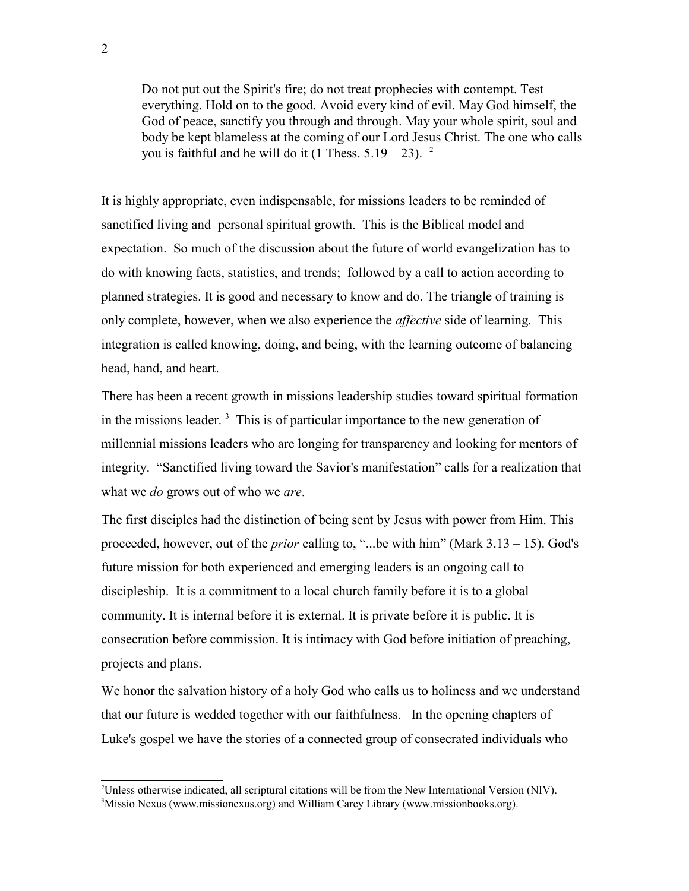> Do not put out the Spirit's fire; do not treat prophecies with contempt. Test everything. Hold on to the good. Avoid every kind of evil. May God himself, the God of peace, sanctify you through and through. May your whole spirit, soul and body be kept blameless at the coming of our Lord Jesus Christ. The one who calls you is faithful and he will do it (1 Thess. 5.19 – 23). [2]

It is highly appropriate, even indispensable, for missions leaders to be reminded of sanctified living and personal spiritual growth. This is the Biblical model and expectation. So much of the discussion about the future of world evangelization has to do with knowing facts, statistics, and trends; followed by a call to action according to planned strategies. It is good and necessary to know and do. The triangle of training is only complete, however, when we also experience the *affective* side of learning. This integration is called knowing, doing, and being, with the learning outcome of balancing head, hand, and heart.

There has been a recent growth in missions leadership studies toward spiritual formation in the missions leader. [3] This is of particular importance to the new generation of millennial missions leaders who are longing for transparency and looking for mentors of integrity. "Sanctified living toward the Savior's manifestation" calls for a realization that what we *do* grows out of who we *are*.

The first disciples had the distinction of being sent by Jesus with power from Him. This proceeded, however, out of the *prior* calling to, "...be with him" (Mark 3.13 – 15). God's future mission for both experienced and emerging leaders is an ongoing call to discipleship. It is a commitment to a local church family before it is to a global community. It is internal before it is external. It is private before it is public. It is consecration before commission. It is intimacy with God before initiation of preaching, projects and plans.

We honor the salvation history of a holy God who calls us to holiness and we understand that our future is wedded together with our faithfulness. In the opening chapters of Luke's gospel we have the stories of a connected group of consecrated individuals who

---

[2] Unless otherwise indicated, all scriptural citations will be from the New International Version (NIV).

[3] Missio Nexus (www.missionexus.org) and William Carey Library (www.missionbooks.org).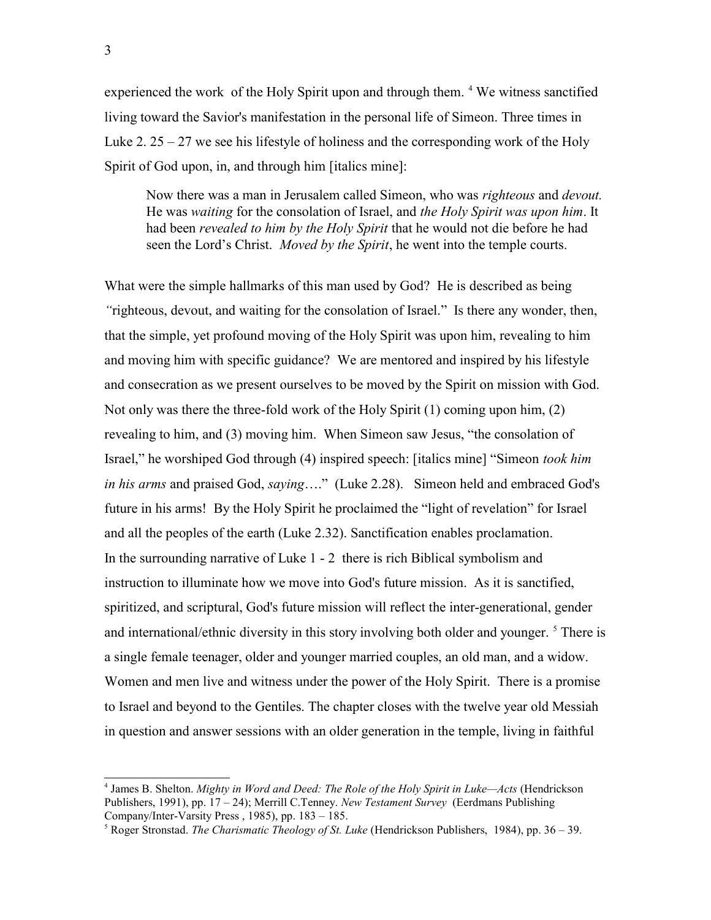experienced the work of the Holy Spirit upon and through them. [4] We witness sanctified living toward the Savior's manifestation in the personal life of Simeon. Three times in Luke 2. 25 – 27 we see his lifestyle of holiness and the corresponding work of the Holy Spirit of God upon, in, and through him [italics mine]:

> Now there was a man in Jerusalem called Simeon, who was *righteous* and *devout.* He was *waiting* for the consolation of Israel, and *the Holy Spirit was upon him*. It had been *revealed to him by the Holy Spirit* that he would not die before he had seen the Lord's Christ. *Moved by the Spirit*, he went into the temple courts.

What were the simple hallmarks of this man used by God? He is described as being *"*righteous, devout, and waiting for the consolation of Israel." Is there any wonder, then, that the simple, yet profound moving of the Holy Spirit was upon him, revealing to him and moving him with specific guidance? We are mentored and inspired by his lifestyle and consecration as we present ourselves to be moved by the Spirit on mission with God. Not only was there the three-fold work of the Holy Spirit (1) coming upon him, (2) revealing to him, and (3) moving him. When Simeon saw Jesus, "the consolation of Israel," he worshiped God through (4) inspired speech: [italics mine] "Simeon *took him in his arms* and praised God, *saying*…." (Luke 2.28). Simeon held and embraced God's future in his arms! By the Holy Spirit he proclaimed the "light of revelation" for Israel and all the peoples of the earth (Luke 2.32). Sanctification enables proclamation.

In the surrounding narrative of Luke 1 - 2 there is rich Biblical symbolism and instruction to illuminate how we move into God's future mission. As it is sanctified, spiritized, and scriptural, God's future mission will reflect the inter-generational, gender and international/ethnic diversity in this story involving both older and younger. [5] There is a single female teenager, older and younger married couples, an old man, and a widow. Women and men live and witness under the power of the Holy Spirit. There is a promise to Israel and beyond to the Gentiles. The chapter closes with the twelve year old Messiah in question and answer sessions with an older generation in the temple, living in faithful

---

[4] James B. Shelton. *Mighty in Word and Deed: The Role of the Holy Spirit in Luke—Acts* (Hendrickson Publishers, 1991), pp. 17 – 24); Merrill C.Tenney. *New Testament Survey* (Eerdmans Publishing Company/Inter-Varsity Press , 1985), pp. 183 – 185.

[5] Roger Stronstad. *The Charismatic Theology of St. Luke* (Hendrickson Publishers, 1984), pp. 36 – 39.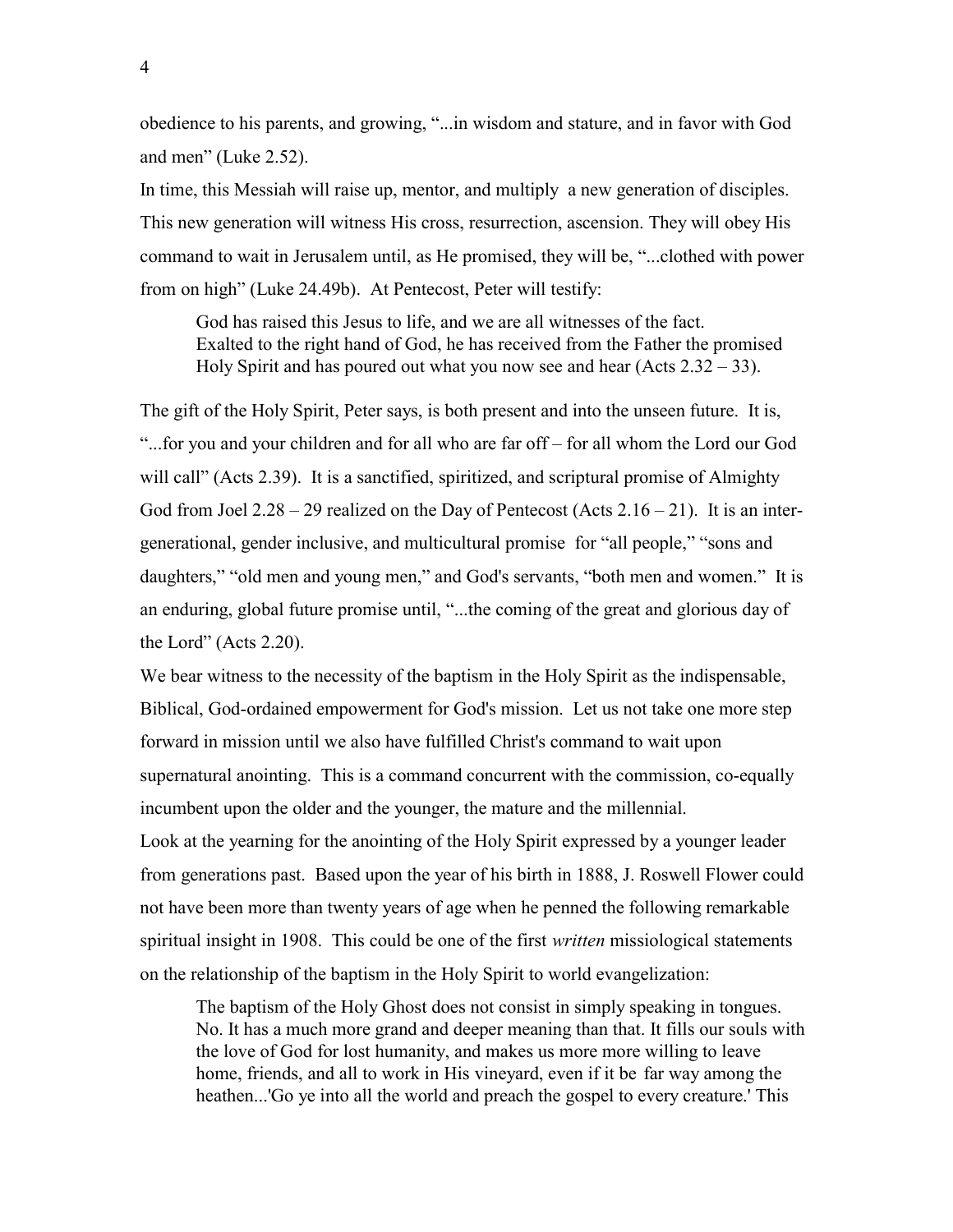obedience to his parents, and growing, "...in wisdom and stature, and in favor with God and men" (Luke 2.52).

In time, this Messiah will raise up, mentor, and multiply a new generation of disciples. This new generation will witness His cross, resurrection, ascension. They will obey His command to wait in Jerusalem until, as He promised, they will be, "...clothed with power from on high" (Luke 24.49b). At Pentecost, Peter will testify:

> God has raised this Jesus to life, and we are all witnesses of the fact. Exalted to the right hand of God, he has received from the Father the promised Holy Spirit and has poured out what you now see and hear (Acts 2.32 – 33).

The gift of the Holy Spirit, Peter says, is both present and into the unseen future. It is, "...for you and your children and for all who are far off – for all whom the Lord our God will call" (Acts 2.39). It is a sanctified, spiritized, and scriptural promise of Almighty God from Joel 2.28 – 29 realized on the Day of Pentecost (Acts 2.16 – 21). It is an inter-generational, gender inclusive, and multicultural promise for "all people," "sons and daughters," "old men and young men," and God's servants, "both men and women." It is an enduring, global future promise until, "...the coming of the great and glorious day of the Lord" (Acts 2.20).

We bear witness to the necessity of the baptism in the Holy Spirit as the indispensable, Biblical, God-ordained empowerment for God's mission. Let us not take one more step forward in mission until we also have fulfilled Christ's command to wait upon supernatural anointing. This is a command concurrent with the commission, co-equally incumbent upon the older and the younger, the mature and the millennial.

Look at the yearning for the anointing of the Holy Spirit expressed by a younger leader from generations past. Based upon the year of his birth in 1888, J. Roswell Flower could not have been more than twenty years of age when he penned the following remarkable spiritual insight in 1908. This could be one of the first *written* missiological statements on the relationship of the baptism in the Holy Spirit to world evangelization:

> The baptism of the Holy Ghost does not consist in simply speaking in tongues. No. It has a much more grand and deeper meaning than that. It fills our souls with the love of God for lost humanity, and makes us more more willing to leave home, friends, and all to work in His vineyard, even if it be far way among the heathen...'Go ye into all the world and preach the gospel to every creature.' This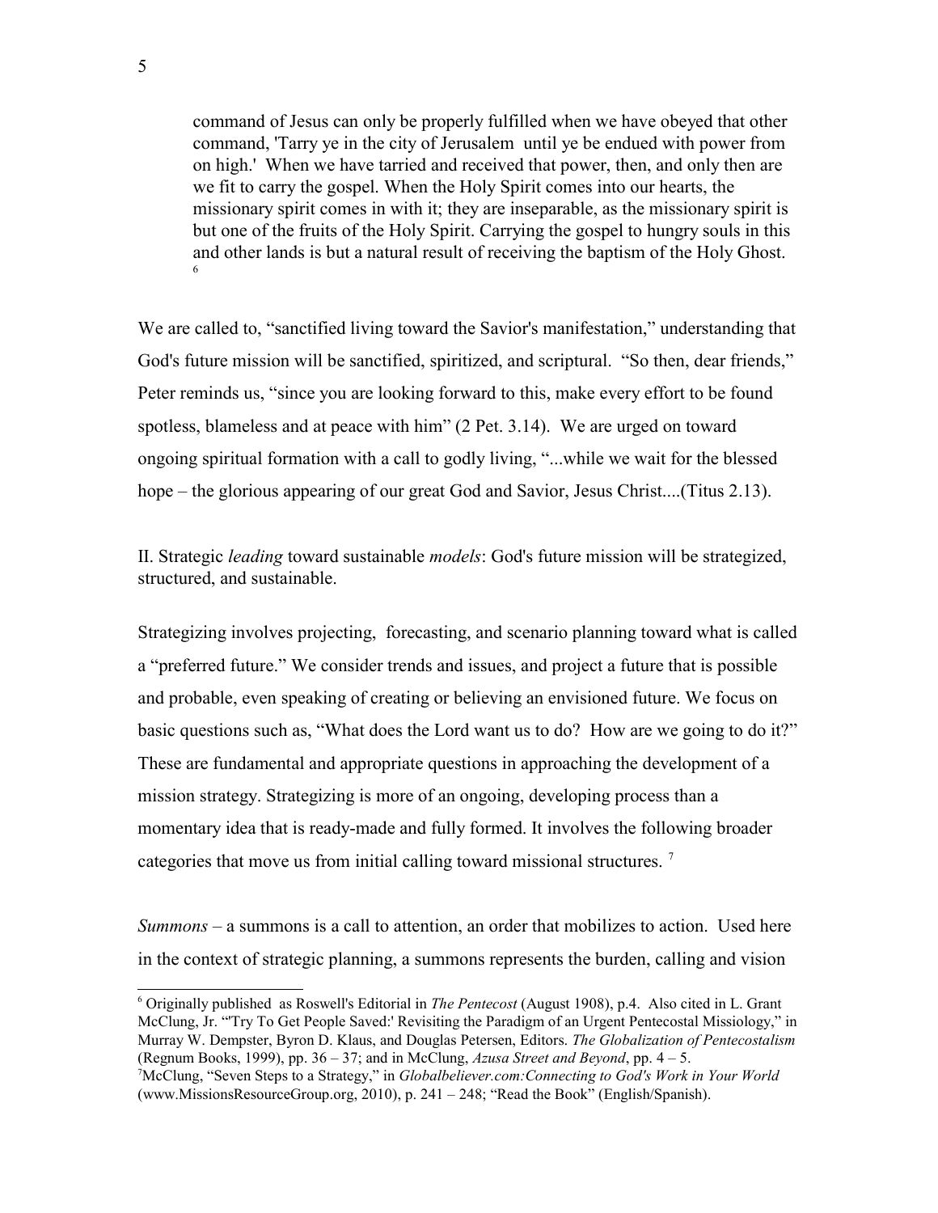> command of Jesus can only be properly fulfilled when we have obeyed that other command, 'Tarry ye in the city of Jerusalem until ye be endued with power from on high.' When we have tarried and received that power, then, and only then are we fit to carry the gospel. When the Holy Spirit comes into our hearts, the missionary spirit comes in with it; they are inseparable, as the missionary spirit is but one of the fruits of the Holy Spirit. Carrying the gospel to hungry souls in this and other lands is but a natural result of receiving the baptism of the Holy Ghost. [6]

We are called to, "sanctified living toward the Savior's manifestation," understanding that God's future mission will be sanctified, spiritized, and scriptural. "So then, dear friends," Peter reminds us, "since you are looking forward to this, make every effort to be found spotless, blameless and at peace with him" (2 Pet. 3.14). We are urged on toward ongoing spiritual formation with a call to godly living, "...while we wait for the blessed hope – the glorious appearing of our great God and Savior, Jesus Christ....(Titus 2.13).

II. Strategic *leading* toward sustainable *models*: God's future mission will be strategized, structured, and sustainable.

Strategizing involves projecting, forecasting, and scenario planning toward what is called a "preferred future." We consider trends and issues, and project a future that is possible and probable, even speaking of creating or believing an envisioned future. We focus on basic questions such as, "What does the Lord want us to do? How are we going to do it?" These are fundamental and appropriate questions in approaching the development of a mission strategy. Strategizing is more of an ongoing, developing process than a momentary idea that is ready-made and fully formed. It involves the following broader categories that move us from initial calling toward missional structures. [7]

*Summons* – a summons is a call to attention, an order that mobilizes to action. Used here in the context of strategic planning, a summons represents the burden, calling and vision

---

[6] Originally published as Roswell's Editorial in *The Pentecost* (August 1908), p.4. Also cited in L. Grant McClung, Jr. "'Try To Get People Saved:' Revisiting the Paradigm of an Urgent Pentecostal Missiology," in Murray W. Dempster, Byron D. Klaus, and Douglas Petersen, Editors. *The Globalization of Pentecostalism* (Regnum Books, 1999), pp. 36 – 37; and in McClung, *Azusa Street and Beyond*, pp. 4 – 5.

[7] McClung, "Seven Steps to a Strategy," in *Globalbeliever.com:Connecting to God's Work in Your World* (www.MissionsResourceGroup.org, 2010), p. 241 – 248; "Read the Book" (English/Spanish).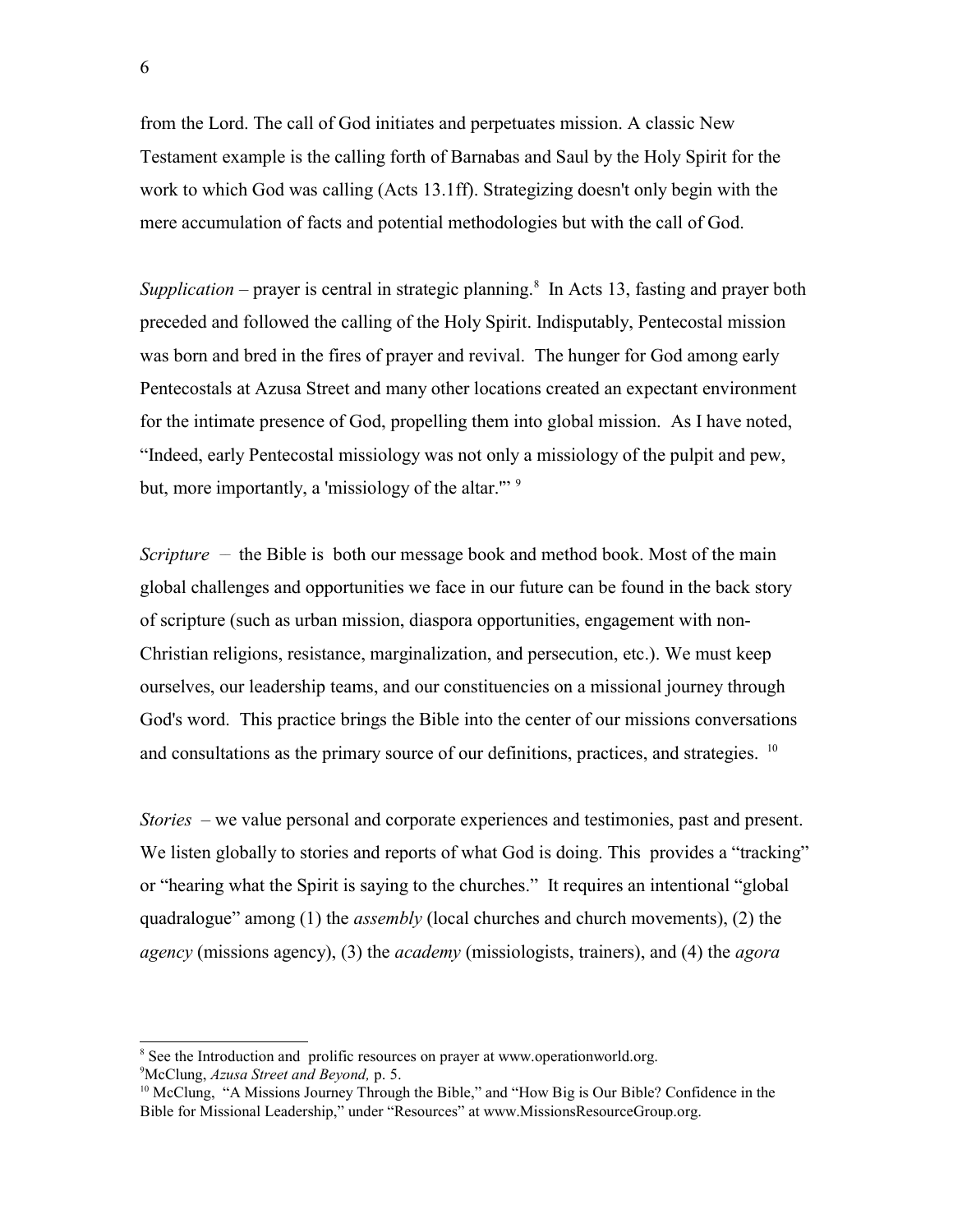from the Lord. The call of God initiates and perpetuates mission. A classic New Testament example is the calling forth of Barnabas and Saul by the Holy Spirit for the work to which God was calling (Acts 13.1ff). Strategizing doesn't only begin with the mere accumulation of facts and potential methodologies but with the call of God.

*Supplication* – prayer is central in strategic planning.[8] In Acts 13, fasting and prayer both preceded and followed the calling of the Holy Spirit. Indisputably, Pentecostal mission was born and bred in the fires of prayer and revival. The hunger for God among early Pentecostals at Azusa Street and many other locations created an expectant environment for the intimate presence of God, propelling them into global mission. As I have noted, "Indeed, early Pentecostal missiology was not only a missiology of the pulpit and pew, but, more importantly, a 'missiology of the altar.'"[9]

*Scripture* – the Bible is both our message book and method book. Most of the main global challenges and opportunities we face in our future can be found in the back story of scripture (such as urban mission, diaspora opportunities, engagement with non-Christian religions, resistance, marginalization, and persecution, etc.). We must keep ourselves, our leadership teams, and our constituencies on a missional journey through God's word. This practice brings the Bible into the center of our missions conversations and consultations as the primary source of our definitions, practices, and strategies.[10]

*Stories* – we value personal and corporate experiences and testimonies, past and present. We listen globally to stories and reports of what God is doing. This provides a "tracking" or "hearing what the Spirit is saying to the churches." It requires an intentional "global quadralogue" among (1) the *assembly* (local churches and church movements), (2) the *agency* (missions agency), (3) the *academy* (missiologists, trainers), and (4) the *agora*

---

[8] See the Introduction and prolific resources on prayer at www.operationworld.org.

[9] McClung, *Azusa Street and Beyond,* p. 5.

[10] McClung, "A Missions Journey Through the Bible," and "How Big is Our Bible? Confidence in the Bible for Missional Leadership," under "Resources" at www.MissionsResourceGroup.org.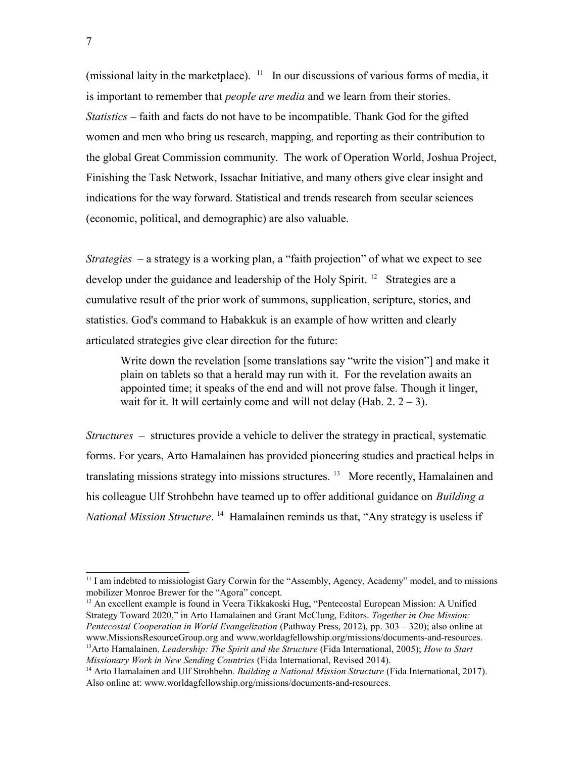(missional laity in the marketplace). [11] In our discussions of various forms of media, it is important to remember that *people are media* and we learn from their stories. *Statistics* – faith and facts do not have to be incompatible. Thank God for the gifted women and men who bring us research, mapping, and reporting as their contribution to the global Great Commission community. The work of Operation World, Joshua Project, Finishing the Task Network, Issachar Initiative, and many others give clear insight and indications for the way forward. Statistical and trends research from secular sciences (economic, political, and demographic) are also valuable.

*Strategies* – a strategy is a working plan, a "faith projection" of what we expect to see develop under the guidance and leadership of the Holy Spirit. [12] Strategies are a cumulative result of the prior work of summons, supplication, scripture, stories, and statistics. God's command to Habakkuk is an example of how written and clearly articulated strategies give clear direction for the future:

> Write down the revelation [some translations say "write the vision"] and make it plain on tablets so that a herald may run with it. For the revelation awaits an appointed time; it speaks of the end and will not prove false. Though it linger, wait for it. It will certainly come and will not delay (Hab. 2. 2 – 3).

*Structures* – structures provide a vehicle to deliver the strategy in practical, systematic forms. For years, Arto Hamalainen has provided pioneering studies and practical helps in translating missions strategy into missions structures. [13] More recently, Hamalainen and his colleague Ulf Strohbehn have teamed up to offer additional guidance on *Building a National Mission Structure*. [14] Hamalainen reminds us that, "Any strategy is useless if

---

[11] I am indebted to missiologist Gary Corwin for the "Assembly, Agency, Academy" model, and to missions mobilizer Monroe Brewer for the "Agora" concept.

[12] An excellent example is found in Veera Tikkakoski Hug, "Pentecostal European Mission: A Unified Strategy Toward 2020," in Arto Hamalainen and Grant McClung, Editors. *Together in One Mission: Pentecostal Cooperation in World Evangelization* (Pathway Press, 2012), pp. 303 – 320); also online at www.MissionsResourceGroup.org and www.worldagfellowship.org/missions/documents-and-resources.

[13] Arto Hamalainen. *Leadership: The Spirit and the Structure* (Fida International, 2005); *How to Start Missionary Work in New Sending Countries* (Fida International, Revised 2014).

[14] Arto Hamalainen and Ulf Strohbehn. *Building a National Mission Structure* (Fida International, 2017). Also online at: www.worldagfellowship.org/missions/documents-and-resources.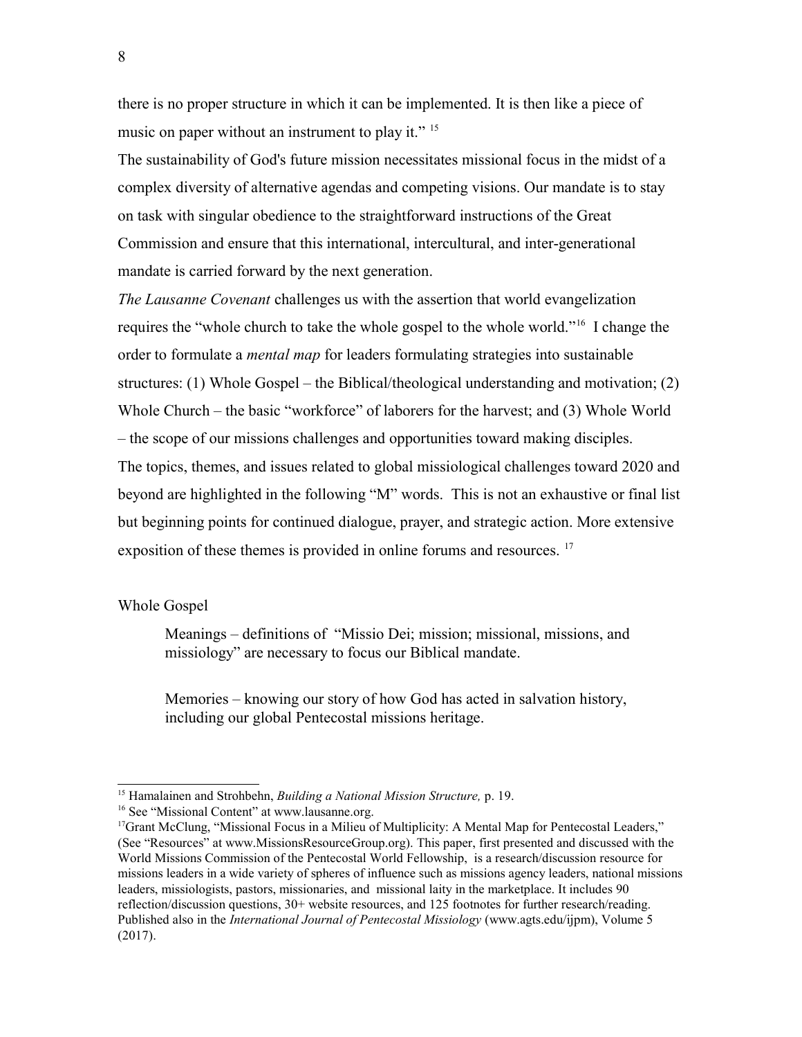there is no proper structure in which it can be implemented. It is then like a piece of music on paper without an instrument to play it." [15]

The sustainability of God's future mission necessitates missional focus in the midst of a complex diversity of alternative agendas and competing visions. Our mandate is to stay on task with singular obedience to the straightforward instructions of the Great Commission and ensure that this international, intercultural, and inter-generational mandate is carried forward by the next generation.

*The Lausanne Covenant* challenges us with the assertion that world evangelization requires the "whole church to take the whole gospel to the whole world."[16] I change the order to formulate a *mental map* for leaders formulating strategies into sustainable structures: (1) Whole Gospel – the Biblical/theological understanding and motivation; (2) Whole Church – the basic "workforce" of laborers for the harvest; and (3) Whole World – the scope of our missions challenges and opportunities toward making disciples.

The topics, themes, and issues related to global missiological challenges toward 2020 and beyond are highlighted in the following "M" words. This is not an exhaustive or final list but beginning points for continued dialogue, prayer, and strategic action. More extensive exposition of these themes is provided in online forums and resources. [17]

Whole Gospel

> Meanings – definitions of "Missio Dei; mission; missional, missions, and missiology" are necessary to focus our Biblical mandate.
>
> Memories – knowing our story of how God has acted in salvation history, including our global Pentecostal missions heritage.

---

[15] Hamalainen and Strohbehn, *Building a National Mission Structure,* p. 19.

[16] See "Missional Content" at www.lausanne.org.

[17] Grant McClung, "Missional Focus in a Milieu of Multiplicity: A Mental Map for Pentecostal Leaders," (See "Resources" at www.MissionsResourceGroup.org). This paper, first presented and discussed with the World Missions Commission of the Pentecostal World Fellowship, is a research/discussion resource for missions leaders in a wide variety of spheres of influence such as missions agency leaders, national missions leaders, missiologists, pastors, missionaries, and missional laity in the marketplace. It includes 90 reflection/discussion questions, 30+ website resources, and 125 footnotes for further research/reading. Published also in the *International Journal of Pentecostal Missiology* (www.agts.edu/ijpm), Volume 5 (2017).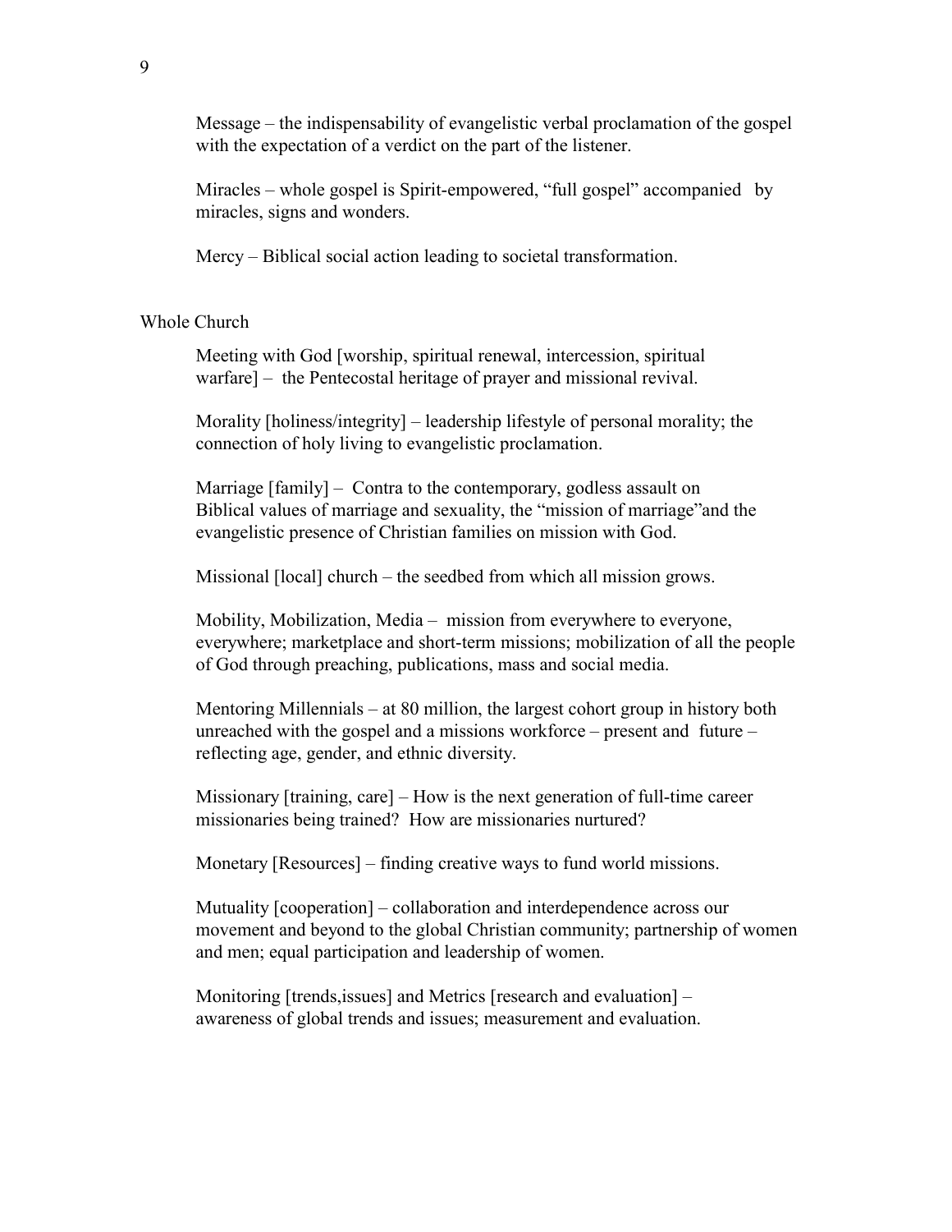Message – the indispensability of evangelistic verbal proclamation of the gospel with the expectation of a verdict on the part of the listener.

Miracles – whole gospel is Spirit-empowered, "full gospel" accompanied by miracles, signs and wonders.

Mercy – Biblical social action leading to societal transformation.

## Whole Church

Meeting with God [worship, spiritual renewal, intercession, spiritual warfare] – the Pentecostal heritage of prayer and missional revival.

Morality [holiness/integrity] – leadership lifestyle of personal morality; the connection of holy living to evangelistic proclamation.

Marriage [family] – Contra to the contemporary, godless assault on Biblical values of marriage and sexuality, the "mission of marriage"and the evangelistic presence of Christian families on mission with God.

Missional [local] church – the seedbed from which all mission grows.

Mobility, Mobilization, Media – mission from everywhere to everyone, everywhere; marketplace and short-term missions; mobilization of all the people of God through preaching, publications, mass and social media.

Mentoring Millennials – at 80 million, the largest cohort group in history both unreached with the gospel and a missions workforce – present and future – reflecting age, gender, and ethnic diversity.

Missionary [training, care] – How is the next generation of full-time career missionaries being trained? How are missionaries nurtured?

Monetary [Resources] – finding creative ways to fund world missions.

Mutuality [cooperation] – collaboration and interdependence across our movement and beyond to the global Christian community; partnership of women and men; equal participation and leadership of women.

Monitoring [trends,issues] and Metrics [research and evaluation] – awareness of global trends and issues; measurement and evaluation.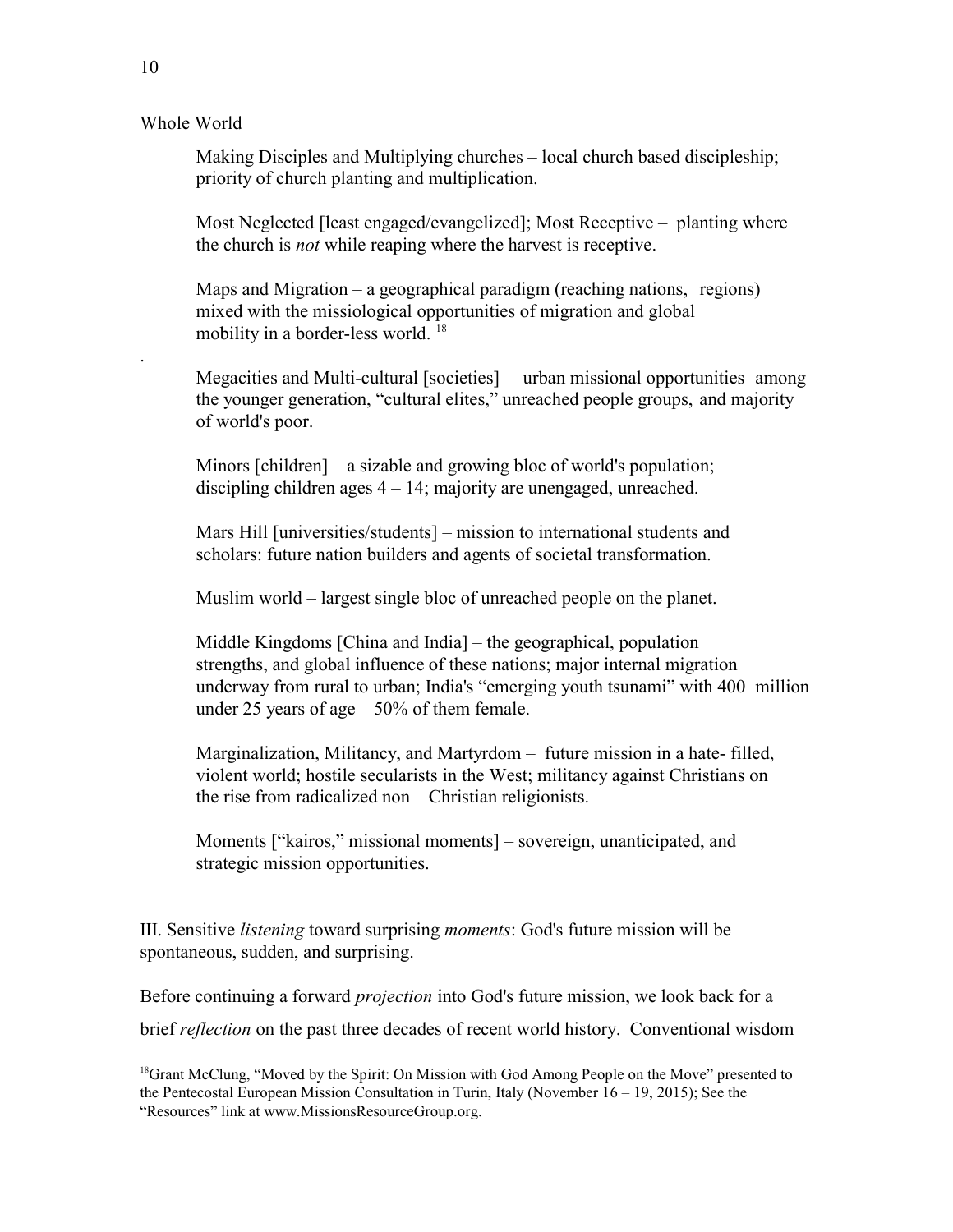Whole World

Making Disciples and Multiplying churches – local church based discipleship; priority of church planting and multiplication.

Most Neglected [least engaged/evangelized]; Most Receptive – planting where the church is *not* while reaping where the harvest is receptive.

Maps and Migration – a geographical paradigm (reaching nations, regions) mixed with the missiological opportunities of migration and global mobility in a border-less world. [18]

.

Megacities and Multi-cultural [societies] – urban missional opportunities among the younger generation, "cultural elites," unreached people groups, and majority of world's poor.

Minors [children] – a sizable and growing bloc of world's population; discipling children ages 4 – 14; majority are unengaged, unreached.

Mars Hill [universities/students] – mission to international students and scholars: future nation builders and agents of societal transformation.

Muslim world – largest single bloc of unreached people on the planet.

Middle Kingdoms [China and India] – the geographical, population strengths, and global influence of these nations; major internal migration underway from rural to urban; India's "emerging youth tsunami" with 400 million under 25 years of age – 50% of them female.

Marginalization, Militancy, and Martyrdom – future mission in a hate- filled, violent world; hostile secularists in the West; militancy against Christians on the rise from radicalized non – Christian religionists.

Moments ["kairos," missional moments] – sovereign, unanticipated, and strategic mission opportunities.

III. Sensitive *listening* toward surprising *moments*: God's future mission will be spontaneous, sudden, and surprising.

Before continuing a forward *projection* into God's future mission, we look back for a brief *reflection* on the past three decades of recent world history. Conventional wisdom

---

[18] Grant McClung, "Moved by the Spirit: On Mission with God Among People on the Move" presented to the Pentecostal European Mission Consultation in Turin, Italy (November 16 – 19, 2015); See the "Resources" link at www.MissionsResourceGroup.org.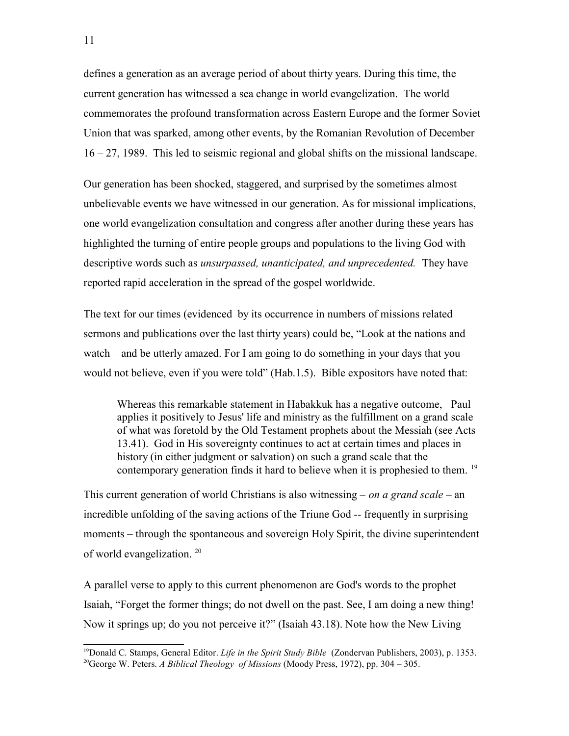defines a generation as an average period of about thirty years. During this time, the current generation has witnessed a sea change in world evangelization. The world commemorates the profound transformation across Eastern Europe and the former Soviet Union that was sparked, among other events, by the Romanian Revolution of December 16 – 27, 1989. This led to seismic regional and global shifts on the missional landscape.

Our generation has been shocked, staggered, and surprised by the sometimes almost unbelievable events we have witnessed in our generation. As for missional implications, one world evangelization consultation and congress after another during these years has highlighted the turning of entire people groups and populations to the living God with descriptive words such as *unsurpassed, unanticipated, and unprecedented.* They have reported rapid acceleration in the spread of the gospel worldwide.

The text for our times (evidenced by its occurrence in numbers of missions related sermons and publications over the last thirty years) could be, "Look at the nations and watch – and be utterly amazed. For I am going to do something in your days that you would not believe, even if you were told" (Hab.1.5). Bible expositors have noted that:

> Whereas this remarkable statement in Habakkuk has a negative outcome, Paul applies it positively to Jesus' life and ministry as the fulfillment on a grand scale of what was foretold by the Old Testament prophets about the Messiah (see Acts 13.41). God in His sovereignty continues to act at certain times and places in history (in either judgment or salvation) on such a grand scale that the contemporary generation finds it hard to believe when it is prophesied to them. [19]

This current generation of world Christians is also witnessing – *on a grand scale* – an incredible unfolding of the saving actions of the Triune God -- frequently in surprising moments – through the spontaneous and sovereign Holy Spirit, the divine superintendent of world evangelization. [20]

A parallel verse to apply to this current phenomenon are God's words to the prophet Isaiah, "Forget the former things; do not dwell on the past. See, I am doing a new thing! Now it springs up; do you not perceive it?" (Isaiah 43.18). Note how the New Living

---

[19] Donald C. Stamps, General Editor. *Life in the Spirit Study Bible* (Zondervan Publishers, 2003), p. 1353.

[20] George W. Peters. *A Biblical Theology of Missions* (Moody Press, 1972), pp. 304 – 305.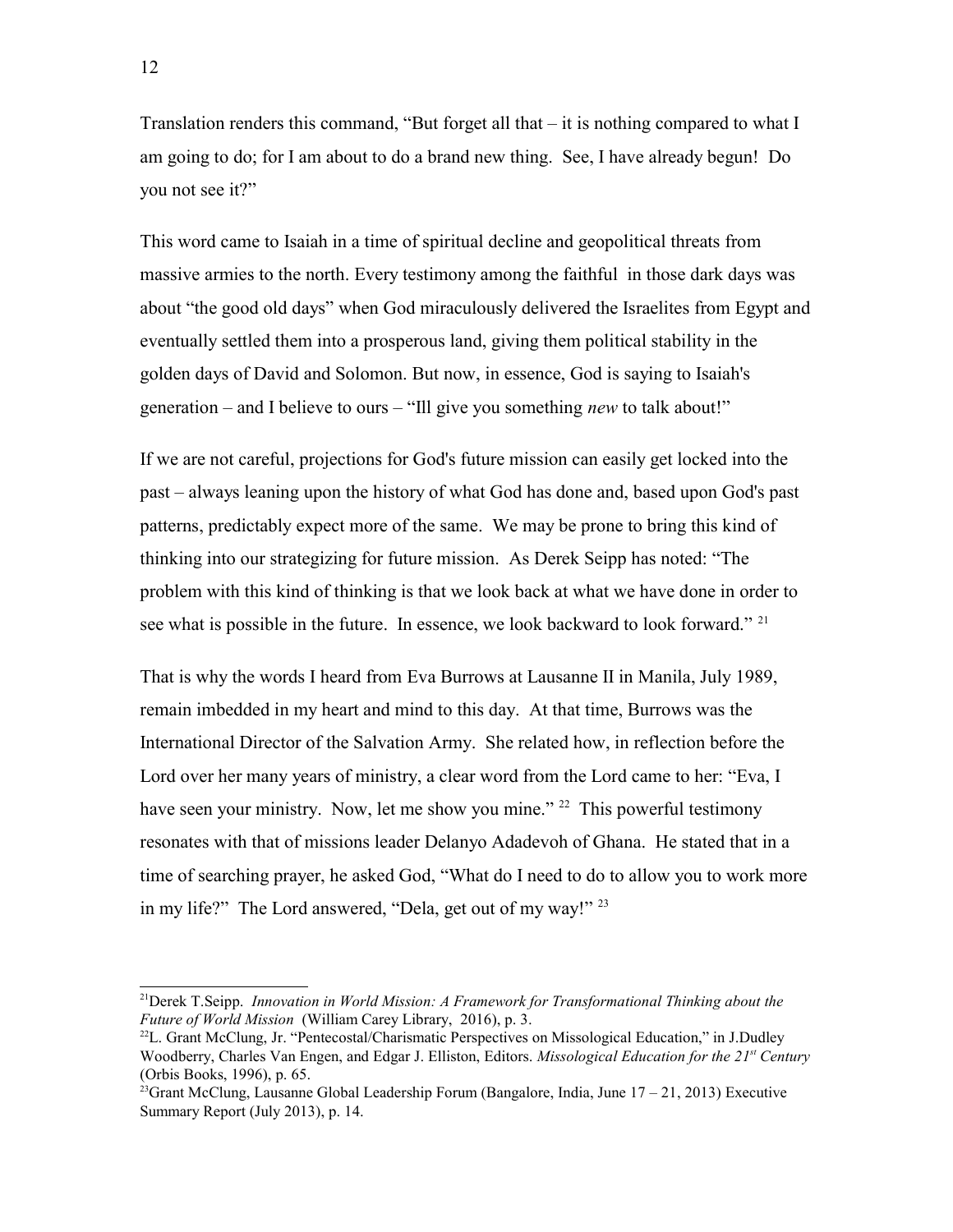Translation renders this command, "But forget all that – it is nothing compared to what I am going to do; for I am about to do a brand new thing. See, I have already begun! Do you not see it?"

This word came to Isaiah in a time of spiritual decline and geopolitical threats from massive armies to the north. Every testimony among the faithful in those dark days was about "the good old days" when God miraculously delivered the Israelites from Egypt and eventually settled them into a prosperous land, giving them political stability in the golden days of David and Solomon. But now, in essence, God is saying to Isaiah's generation – and I believe to ours – "Ill give you something *new* to talk about!"

If we are not careful, projections for God's future mission can easily get locked into the past – always leaning upon the history of what God has done and, based upon God's past patterns, predictably expect more of the same. We may be prone to bring this kind of thinking into our strategizing for future mission. As Derek Seipp has noted: "The problem with this kind of thinking is that we look back at what we have done in order to see what is possible in the future. In essence, we look backward to look forward." [21]

That is why the words I heard from Eva Burrows at Lausanne II in Manila, July 1989, remain imbedded in my heart and mind to this day. At that time, Burrows was the International Director of the Salvation Army. She related how, in reflection before the Lord over her many years of ministry, a clear word from the Lord came to her: "Eva, I have seen your ministry. Now, let me show you mine." [22] This powerful testimony resonates with that of missions leader Delanyo Adadevoh of Ghana. He stated that in a time of searching prayer, he asked God, "What do I need to do to allow you to work more in my life?" The Lord answered, "Dela, get out of my way!" [23]

---

[21]Derek T.Seipp. *Innovation in World Mission: A Framework for Transformational Thinking about the Future of World Mission* (William Carey Library, 2016), p. 3.

[22]L. Grant McClung, Jr. "Pentecostal/Charismatic Perspectives on Missological Education," in J.Dudley Woodberry, Charles Van Engen, and Edgar J. Elliston, Editors. *Missological Education for the 21st Century* (Orbis Books, 1996), p. 65.

[23]Grant McClung, Lausanne Global Leadership Forum (Bangalore, India, June 17 – 21, 2013) Executive Summary Report (July 2013), p. 14.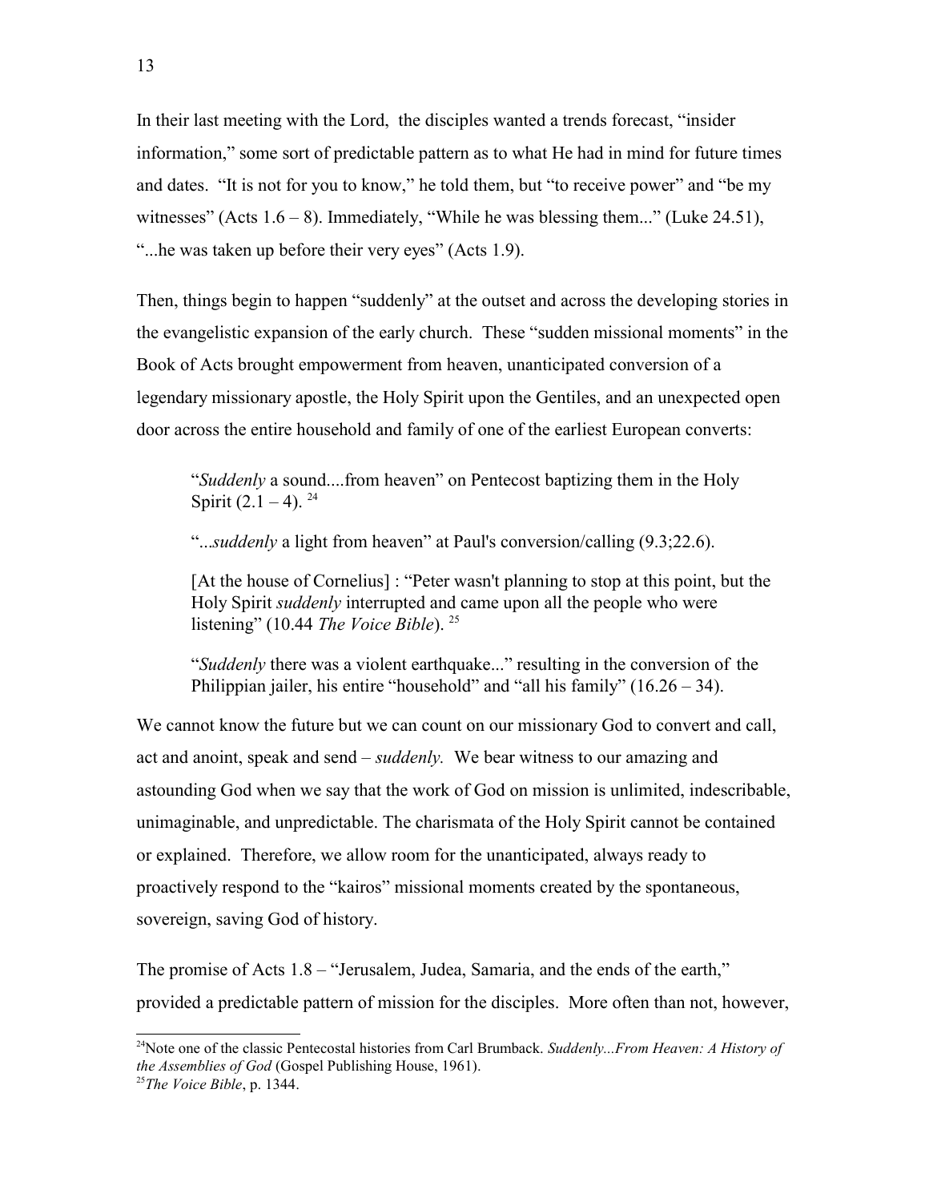In their last meeting with the Lord,  the disciples wanted a trends forecast, "insider information," some sort of predictable pattern as to what He had in mind for future times and dates.  "It is not for you to know," he told them, but "to receive power" and "be my witnesses" (Acts 1.6 – 8). Immediately, "While he was blessing them..." (Luke 24.51), "...he was taken up before their very eyes" (Acts 1.9).

Then, things begin to happen "suddenly" at the outset and across the developing stories in the evangelistic expansion of the early church.  These "sudden missional moments" in the Book of Acts brought empowerment from heaven, unanticipated conversion of a legendary missionary apostle, the Holy Spirit upon the Gentiles, and an unexpected open door across the entire household and family of one of the earliest European converts:

> "*Suddenly* a sound....from heaven" on Pentecost baptizing them in the Holy Spirit (2.1 – 4). [24]
>
> "...*suddenly* a light from heaven" at Paul's conversion/calling (9.3;22.6).
>
> [At the house of Cornelius] : "Peter wasn't planning to stop at this point, but the Holy Spirit *suddenly* interrupted and came upon all the people who were listening" (10.44 *The Voice Bible*). [25]
>
> "*Suddenly* there was a violent earthquake..." resulting in the conversion of the Philippian jailer, his entire "household" and "all his family" (16.26 – 34).

We cannot know the future but we can count on our missionary God to convert and call, act and anoint, speak and send – *suddenly.*  We bear witness to our amazing and astounding God when we say that the work of God on mission is unlimited, indescribable, unimaginable, and unpredictable. The charismata of the Holy Spirit cannot be contained or explained.  Therefore, we allow room for the unanticipated, always ready to proactively respond to the "kairos" missional moments created by the spontaneous, sovereign, saving God of history.

The promise of Acts 1.8 – "Jerusalem, Judea, Samaria, and the ends of the earth," provided a predictable pattern of mission for the disciples.  More often than not, however,

---

[24] Note one of the classic Pentecostal histories from Carl Brumback. *Suddenly...From Heaven: A History of the Assemblies of God* (Gospel Publishing House, 1961).

[25] *The Voice Bible*, p. 1344.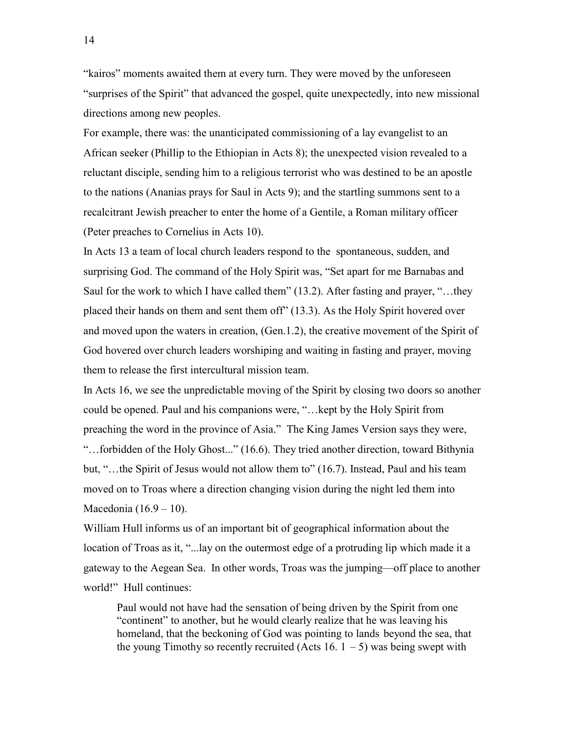"kairos" moments awaited them at every turn. They were moved by the unforeseen "surprises of the Spirit" that advanced the gospel, quite unexpectedly, into new missional directions among new peoples.

For example, there was: the unanticipated commissioning of a lay evangelist to an African seeker (Phillip to the Ethiopian in Acts 8); the unexpected vision revealed to a reluctant disciple, sending him to a religious terrorist who was destined to be an apostle to the nations (Ananias prays for Saul in Acts 9); and the startling summons sent to a recalcitrant Jewish preacher to enter the home of a Gentile, a Roman military officer (Peter preaches to Cornelius in Acts 10).

In Acts 13 a team of local church leaders respond to the spontaneous, sudden, and surprising God. The command of the Holy Spirit was, "Set apart for me Barnabas and Saul for the work to which I have called them" (13.2). After fasting and prayer, "…they placed their hands on them and sent them off" (13.3). As the Holy Spirit hovered over and moved upon the waters in creation, (Gen.1.2), the creative movement of the Spirit of God hovered over church leaders worshiping and waiting in fasting and prayer, moving them to release the first intercultural mission team.

In Acts 16, we see the unpredictable moving of the Spirit by closing two doors so another could be opened. Paul and his companions were, "…kept by the Holy Spirit from preaching the word in the province of Asia." The King James Version says they were, "…forbidden of the Holy Ghost..." (16.6). They tried another direction, toward Bithynia but, "…the Spirit of Jesus would not allow them to" (16.7). Instead, Paul and his team moved on to Troas where a direction changing vision during the night led them into Macedonia (16.9 – 10).

William Hull informs us of an important bit of geographical information about the location of Troas as it, "...lay on the outermost edge of a protruding lip which made it a gateway to the Aegean Sea. In other words, Troas was the jumping—off place to another world!" Hull continues:

> Paul would not have had the sensation of being driven by the Spirit from one "continent" to another, but he would clearly realize that he was leaving his homeland, that the beckoning of God was pointing to lands beyond the sea, that the young Timothy so recently recruited (Acts 16. 1 – 5) was being swept with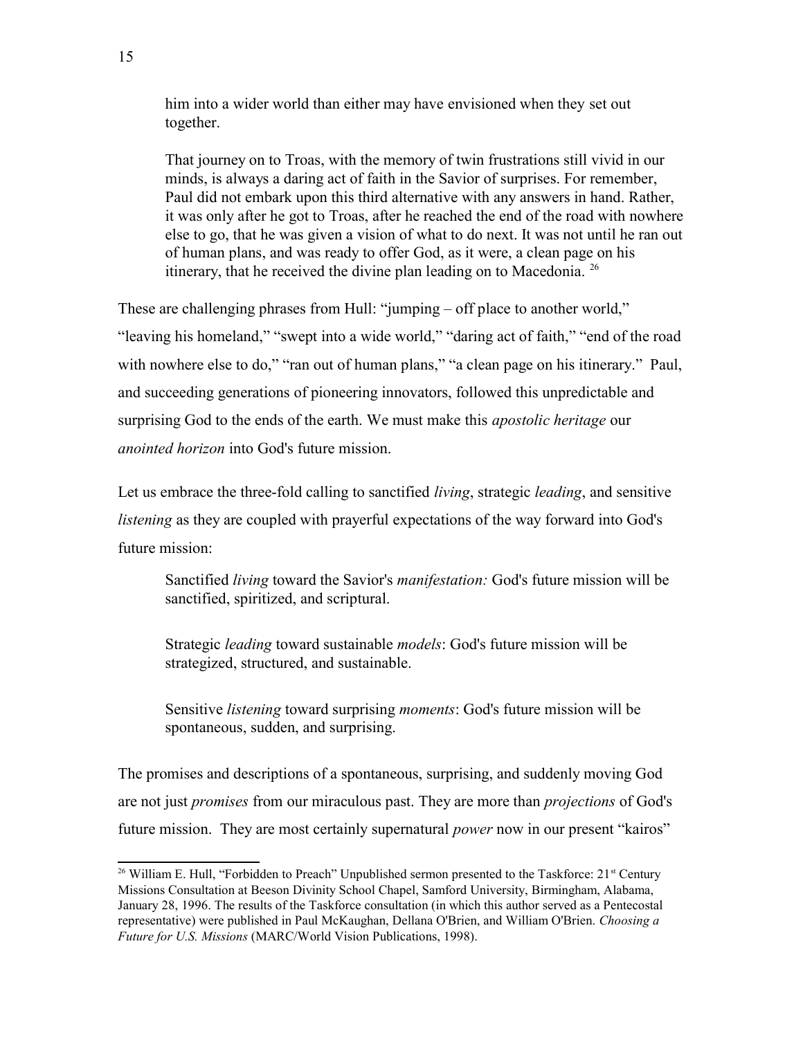> him into a wider world than either may have envisioned when they set out together.
>
> That journey on to Troas, with the memory of twin frustrations still vivid in our minds, is always a daring act of faith in the Savior of surprises. For remember, Paul did not embark upon this third alternative with any answers in hand. Rather, it was only after he got to Troas, after he reached the end of the road with nowhere else to go, that he was given a vision of what to do next. It was not until he ran out of human plans, and was ready to offer God, as it were, a clean page on his itinerary, that he received the divine plan leading on to Macedonia. [26]

These are challenging phrases from Hull: "jumping – off place to another world," "leaving his homeland," "swept into a wide world," "daring act of faith," "end of the road with nowhere else to do," "ran out of human plans," "a clean page on his itinerary." Paul, and succeeding generations of pioneering innovators, followed this unpredictable and surprising God to the ends of the earth. We must make this *apostolic heritage* our *anointed horizon* into God's future mission.

Let us embrace the three-fold calling to sanctified *living*, strategic *leading*, and sensitive *listening* as they are coupled with prayerful expectations of the way forward into God's future mission:

> Sanctified *living* toward the Savior's *manifestation:* God's future mission will be sanctified, spiritized, and scriptural.
>
> Strategic *leading* toward sustainable *models*: God's future mission will be strategized, structured, and sustainable.
>
> Sensitive *listening* toward surprising *moments*: God's future mission will be spontaneous, sudden, and surprising.

The promises and descriptions of a spontaneous, surprising, and suddenly moving God are not just *promises* from our miraculous past. They are more than *projections* of God's future mission. They are most certainly supernatural *power* now in our present "kairos"

---

[26] William E. Hull, "Forbidden to Preach" Unpublished sermon presented to the Taskforce: 21st Century Missions Consultation at Beeson Divinity School Chapel, Samford University, Birmingham, Alabama, January 28, 1996. The results of the Taskforce consultation (in which this author served as a Pentecostal representative) were published in Paul McKaughan, Dellana O'Brien, and William O'Brien. *Choosing a Future for U.S. Missions* (MARC/World Vision Publications, 1998).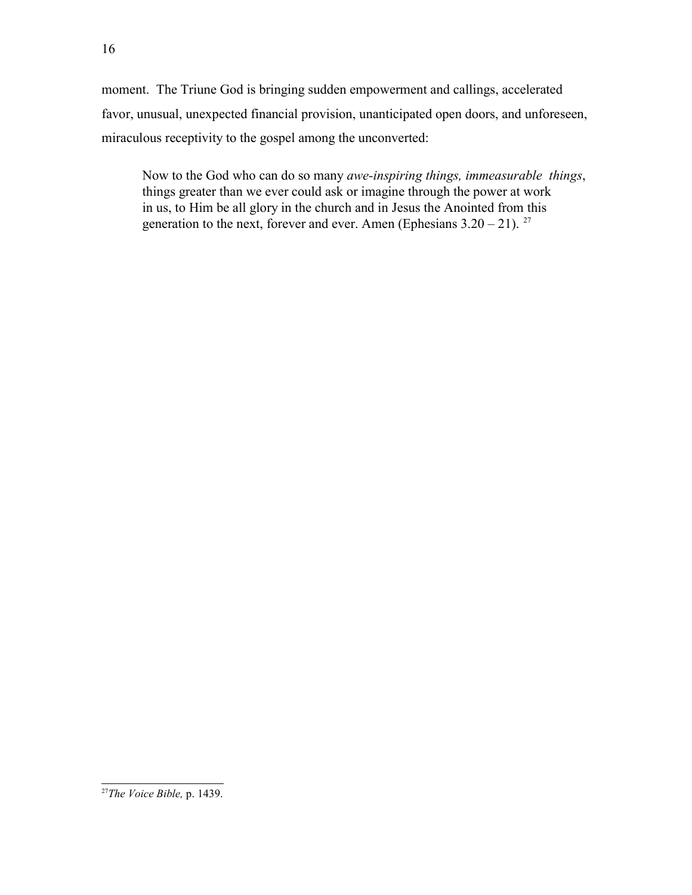moment. The Triune God is bringing sudden empowerment and callings, accelerated favor, unusual, unexpected financial provision, unanticipated open doors, and unforeseen, miraculous receptivity to the gospel among the unconverted:

> Now to the God who can do so many *awe-inspiring things, immeasurable things*, things greater than we ever could ask or imagine through the power at work in us, to Him be all glory in the church and in Jesus the Anointed from this generation to the next, forever and ever. Amen (Ephesians 3.20 – 21). [27]

---

[27] *The Voice Bible,* p. 1439.